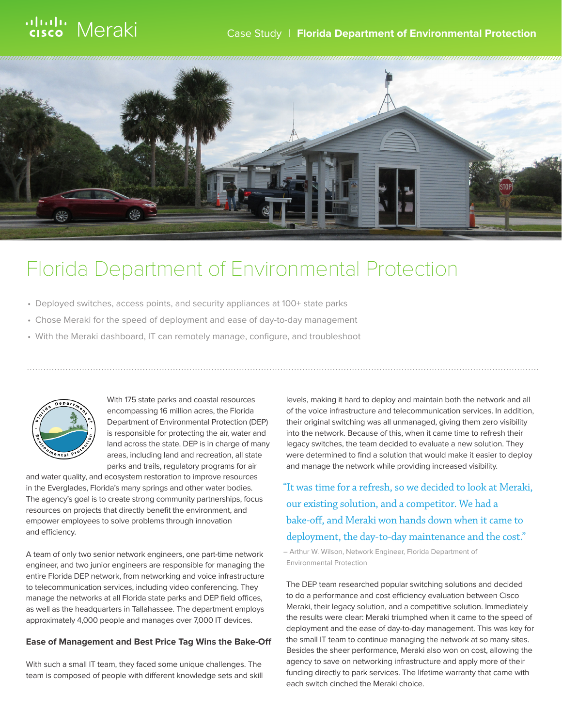Case Study | **Florida Department of Environmental Protection**

# Florida Department of Environmental Protection

- Deployed switches, access points, and security appliances at 100+ state parks
- Chose Meraki for the speed of deployment and ease of day-to-day management
- With the Meraki dashboard, IT can remotely manage, configure, and troubleshoot

With 175 state parks and coastal resources encompassing 16 million acres, the Florida Department of Environmental Protection (DEP) is responsible for protecting the air, water and land across the state. DEP is in charge of many areas, including land and recreation, all state parks and trails, regulatory programs for air and water quality, and ecosystem restoration to improve resources in the Everglades, Florida's many springs and other water bodies. The agency's goal is to create strong community partnerships, focus resources on projects that directly benefit the environment, and empower employees to solve problems through innovation and efficiency.

A team of only two senior network engineers, one part-time network engineer, and two junior engineers are responsible for managing the entire Florida DEP network, from networking and voice infrastructure to telecommunication services, including video conferencing. They manage the networks at all Florida state parks and DEP field offices, as well as the headquarters in Tallahassee. The department employs approximately 4,000 people and manages over 7,000 IT devices.

**Ease of Management and Best Price Tag Wins the Bake-Off**

With such a small IT team, they faced some unique challenges. The team is composed of people with different knowledge sets and skill levels, making it hard to deploy and maintain both the network and all of the voice infrastructure and telecommunication services. In addition, their original switching was all unmanaged, giving them zero visibility into the network. Because of this, when it came time to refresh their legacy switches, the team decided to evaluate a new solution. They were determined to find a solution that would make it easier to deploy and manage the network while providing increased visibility.

> "It was time for a refresh, so we decided to look at Meraki, our existing solution, and a competitor. We had a bake-off, and Meraki won hands down when it came to deployment, the day-to-day maintenance and the cost."
>
> – Arthur W. Wilson, Network Engineer, Florida Department of Environmental Protection

The DEP team researched popular switching solutions and decided to do a performance and cost efficiency evaluation between Cisco Meraki, their legacy solution, and a competitive solution. Immediately the results were clear: Meraki triumphed when it came to the speed of deployment and the ease of day-to-day management. This was key for the small IT team to continue managing the network at so many sites. Besides the sheer performance, Meraki also won on cost, allowing the agency to save on networking infrastructure and apply more of their funding directly to park services. The lifetime warranty that came with each switch cinched the Meraki choice.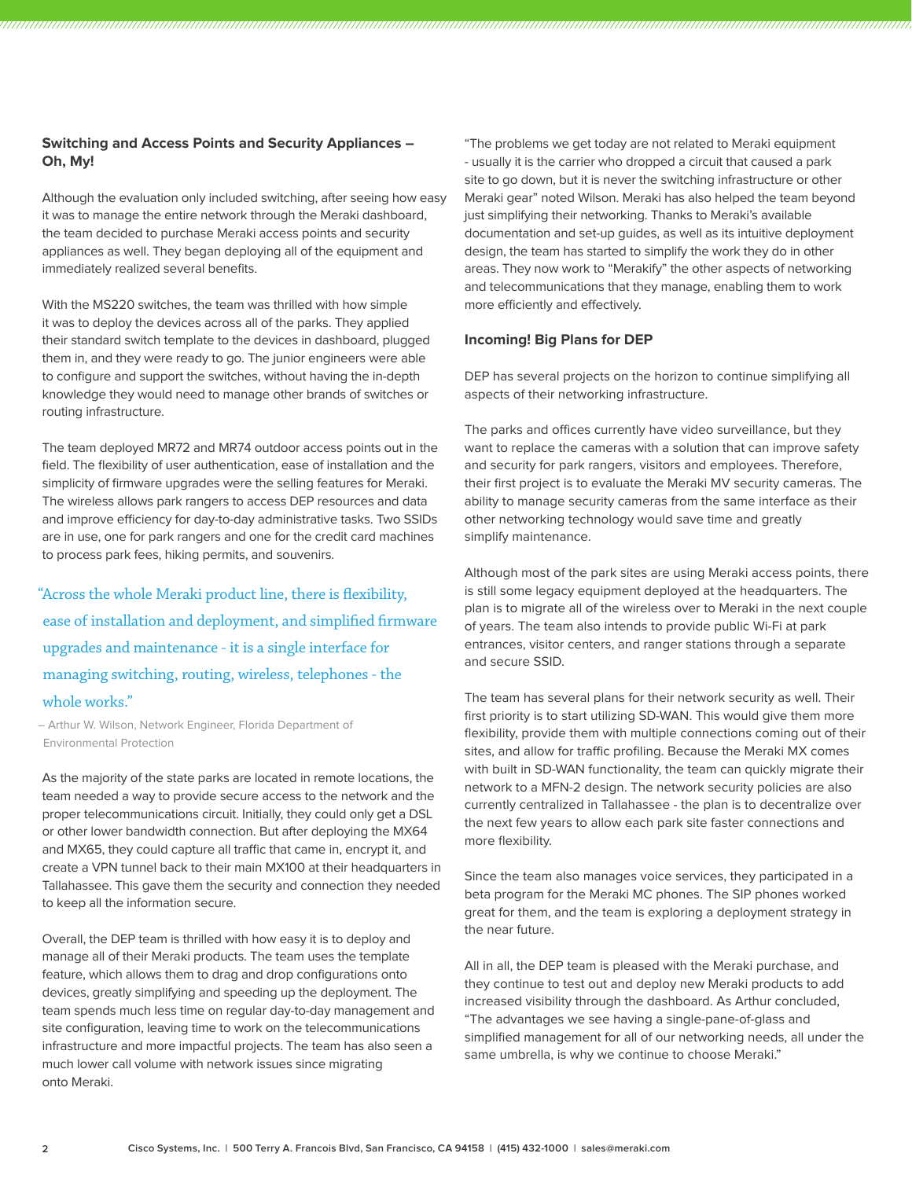### Switching and Access Points and Security Appliances – Oh, My!

Although the evaluation only included switching, after seeing how easy it was to manage the entire network through the Meraki dashboard, the team decided to purchase Meraki access points and security appliances as well. They began deploying all of the equipment and immediately realized several benefits.

With the MS220 switches, the team was thrilled with how simple it was to deploy the devices across all of the parks. They applied their standard switch template to the devices in dashboard, plugged them in, and they were ready to go. The junior engineers were able to configure and support the switches, without having the in-depth knowledge they would need to manage other brands of switches or routing infrastructure.

The team deployed MR72 and MR74 outdoor access points out in the field. The flexibility of user authentication, ease of installation and the simplicity of firmware upgrades were the selling features for Meraki. The wireless allows park rangers to access DEP resources and data and improve efficiency for day-to-day administrative tasks. Two SSIDs are in use, one for park rangers and one for the credit card machines to process park fees, hiking permits, and souvenirs.

> "Across the whole Meraki product line, there is flexibility, ease of installation and deployment, and simplified firmware upgrades and maintenance - it is a single interface for managing switching, routing, wireless, telephones - the whole works."
>
> – Arthur W. Wilson, Network Engineer, Florida Department of Environmental Protection

As the majority of the state parks are located in remote locations, the team needed a way to provide secure access to the network and the proper telecommunications circuit. Initially, they could only get a DSL or other lower bandwidth connection. But after deploying the MX64 and MX65, they could capture all traffic that came in, encrypt it, and create a VPN tunnel back to their main MX100 at their headquarters in Tallahassee. This gave them the security and connection they needed to keep all the information secure.

Overall, the DEP team is thrilled with how easy it is to deploy and manage all of their Meraki products. The team uses the template feature, which allows them to drag and drop configurations onto devices, greatly simplifying and speeding up the deployment. The team spends much less time on regular day-to-day management and site configuration, leaving time to work on the telecommunications infrastructure and more impactful projects. The team has also seen a much lower call volume with network issues since migrating onto Meraki.

"The problems we get today are not related to Meraki equipment - usually it is the carrier who dropped a circuit that caused a park site to go down, but it is never the switching infrastructure or other Meraki gear" noted Wilson. Meraki has also helped the team beyond just simplifying their networking. Thanks to Meraki's available documentation and set-up guides, as well as its intuitive deployment design, the team has started to simplify the work they do in other areas. They now work to "Merakify" the other aspects of networking and telecommunications that they manage, enabling them to work more efficiently and effectively.

### Incoming! Big Plans for DEP

DEP has several projects on the horizon to continue simplifying all aspects of their networking infrastructure.

The parks and offices currently have video surveillance, but they want to replace the cameras with a solution that can improve safety and security for park rangers, visitors and employees. Therefore, their first project is to evaluate the Meraki MV security cameras. The ability to manage security cameras from the same interface as their other networking technology would save time and greatly simplify maintenance.

Although most of the park sites are using Meraki access points, there is still some legacy equipment deployed at the headquarters. The plan is to migrate all of the wireless over to Meraki in the next couple of years. The team also intends to provide public Wi-Fi at park entrances, visitor centers, and ranger stations through a separate and secure SSID.

The team has several plans for their network security as well. Their first priority is to start utilizing SD-WAN. This would give them more flexibility, provide them with multiple connections coming out of their sites, and allow for traffic profiling. Because the Meraki MX comes with built in SD-WAN functionality, the team can quickly migrate their network to a MFN-2 design. The network security policies are also currently centralized in Tallahassee - the plan is to decentralize over the next few years to allow each park site faster connections and more flexibility.

Since the team also manages voice services, they participated in a beta program for the Meraki MC phones. The SIP phones worked great for them, and the team is exploring a deployment strategy in the near future.

All in all, the DEP team is pleased with the Meraki purchase, and they continue to test out and deploy new Meraki products to add increased visibility through the dashboard. As Arthur concluded, "The advantages we see having a single-pane-of-glass and simplified management for all of our networking needs, all under the same umbrella, is why we continue to choose Meraki."

Cisco Systems, Inc. | 500 Terry A. Francois Blvd, San Francisco, CA 94158 | (415) 432-1000 | sales@meraki.com